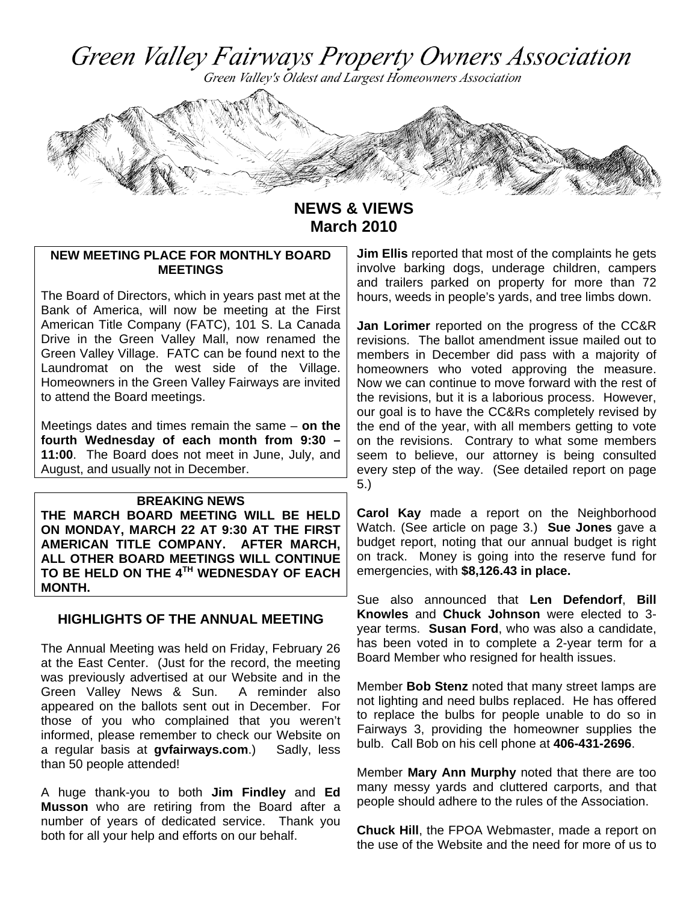# Green Valley Fairways Property Owners Association

*Green Valley's Oldest and Largest Homeowners Association*

## NEWS & VIEWS
## March 2010

### NEW MEETING PLACE FOR MONTHLY BOARD MEETINGS

The Board of Directors, which in years past met at the Bank of America, will now be meeting at the First American Title Company (FATC), 101 S. La Canada Drive in the Green Valley Mall, now renamed the Green Valley Village. FATC can be found next to the Laundromat on the west side of the Village. Homeowners in the Green Valley Fairways are invited to attend the Board meetings.

Meetings dates and times remain the same – **on the fourth Wednesday of each month from 9:30 – 11:00**. The Board does not meet in June, July, and August, and usually not in December.

### BREAKING NEWS

**THE MARCH BOARD MEETING WILL BE HELD ON MONDAY, MARCH 22 AT 9:30 AT THE FIRST AMERICAN TITLE COMPANY. AFTER MARCH, ALL OTHER BOARD MEETINGS WILL CONTINUE TO BE HELD ON THE 4TH WEDNESDAY OF EACH MONTH.**

### HIGHLIGHTS OF THE ANNUAL MEETING

The Annual Meeting was held on Friday, February 26 at the East Center. (Just for the record, the meeting was previously advertised at our Website and in the Green Valley News & Sun. A reminder also appeared on the ballots sent out in December. For those of you who complained that you weren't informed, please remember to check our Website on a regular basis at **gvfairways.com**.) Sadly, less than 50 people attended!

A huge thank-you to both **Jim Findley** and **Ed Musson** who are retiring from the Board after a number of years of dedicated service. Thank you both for all your help and efforts on our behalf.

**Jim Ellis** reported that most of the complaints he gets involve barking dogs, underage children, campers and trailers parked on property for more than 72 hours, weeds in people's yards, and tree limbs down.

**Jan Lorimer** reported on the progress of the CC&R revisions. The ballot amendment issue mailed out to members in December did pass with a majority of homeowners who voted approving the measure. Now we can continue to move forward with the rest of the revisions, but it is a laborious process. However, our goal is to have the CC&Rs completely revised by the end of the year, with all members getting to vote on the revisions. Contrary to what some members seem to believe, our attorney is being consulted every step of the way. (See detailed report on page 5.)

**Carol Kay** made a report on the Neighborhood Watch. (See article on page 3.) **Sue Jones** gave a budget report, noting that our annual budget is right on track. Money is going into the reserve fund for emergencies, with **$8,126.43 in place.**

Sue also announced that **Len Defendorf**, **Bill Knowles** and **Chuck Johnson** were elected to 3-year terms. **Susan Ford**, who was also a candidate, has been voted in to complete a 2-year term for a Board Member who resigned for health issues.

Member **Bob Stenz** noted that many street lamps are not lighting and need bulbs replaced. He has offered to replace the bulbs for people unable to do so in Fairways 3, providing the homeowner supplies the bulb. Call Bob on his cell phone at **406-431-2696**.

Member **Mary Ann Murphy** noted that there are too many messy yards and cluttered carports, and that people should adhere to the rules of the Association.

**Chuck Hill**, the FPOA Webmaster, made a report on the use of the Website and the need for more of us to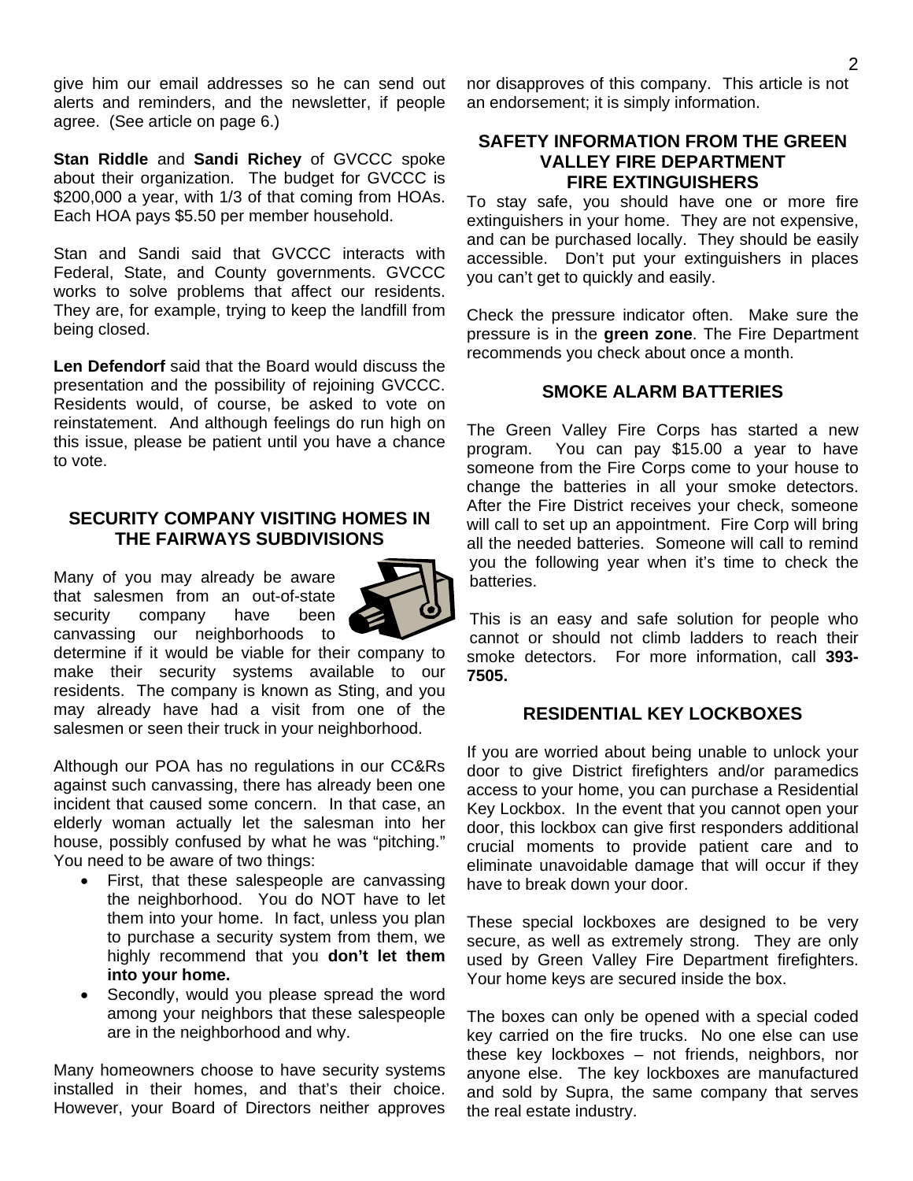give him our email addresses so he can send out alerts and reminders, and the newsletter, if people agree. (See article on page 6.)

**Stan Riddle** and **Sandi Richey** of GVCCC spoke about their organization. The budget for GVCCC is $200,000 a year, with 1/3 of that coming from HOAs. Each HOA pays $5.50 per member household.

Stan and Sandi said that GVCCC interacts with Federal, State, and County governments. GVCCC works to solve problems that affect our residents. They are, for example, trying to keep the landfill from being closed.

**Len Defendorf** said that the Board would discuss the presentation and the possibility of rejoining GVCCC. Residents would, of course, be asked to vote on reinstatement. And although feelings do run high on this issue, please be patient until you have a chance to vote.

## SECURITY COMPANY VISITING HOMES IN THE FAIRWAYS SUBDIVISIONS

Many of you may already be aware that salesmen from an out-of-state security company have been canvassing our neighborhoods to determine if it would be viable for their company to make their security systems available to our residents. The company is known as Sting, and you may already have had a visit from one of the salesmen or seen their truck in your neighborhood.

Although our POA has no regulations in our CC&Rs against such canvassing, there has already been one incident that caused some concern. In that case, an elderly woman actually let the salesman into her house, possibly confused by what he was "pitching." You need to be aware of two things:

- First, that these salespeople are canvassing the neighborhood. You do NOT have to let them into your home. In fact, unless you plan to purchase a security system from them, we highly recommend that you **don't let them into your home.**
- Secondly, would you please spread the word among your neighbors that these salespeople are in the neighborhood and why.

Many homeowners choose to have security systems installed in their homes, and that's their choice. However, your Board of Directors neither approves nor disapproves of this company. This article is not an endorsement; it is simply information.

## SAFETY INFORMATION FROM THE GREEN VALLEY FIRE DEPARTMENT

### FIRE EXTINGUISHERS

To stay safe, you should have one or more fire extinguishers in your home. They are not expensive, and can be purchased locally. They should be easily accessible. Don't put your extinguishers in places you can't get to quickly and easily.

Check the pressure indicator often. Make sure the pressure is in the **green zone**. The Fire Department recommends you check about once a month.

### SMOKE ALARM BATTERIES

The Green Valley Fire Corps has started a new program. You can pay $15.00 a year to have someone from the Fire Corps come to your house to change the batteries in all your smoke detectors. After the Fire District receives your check, someone will call to set up an appointment. Fire Corp will bring all the needed batteries. Someone will call to remind you the following year when it's time to check the batteries.

This is an easy and safe solution for people who cannot or should not climb ladders to reach their smoke detectors. For more information, call **393-7505.**

### RESIDENTIAL KEY LOCKBOXES

If you are worried about being unable to unlock your door to give District firefighters and/or paramedics access to your home, you can purchase a Residential Key Lockbox. In the event that you cannot open your door, this lockbox can give first responders additional crucial moments to provide patient care and to eliminate unavoidable damage that will occur if they have to break down your door.

These special lockboxes are designed to be very secure, as well as extremely strong. They are only used by Green Valley Fire Department firefighters. Your home keys are secured inside the box.

The boxes can only be opened with a special coded key carried on the fire trucks. No one else can use these key lockboxes – not friends, neighbors, nor anyone else. The key lockboxes are manufactured and sold by Supra, the same company that serves the real estate industry.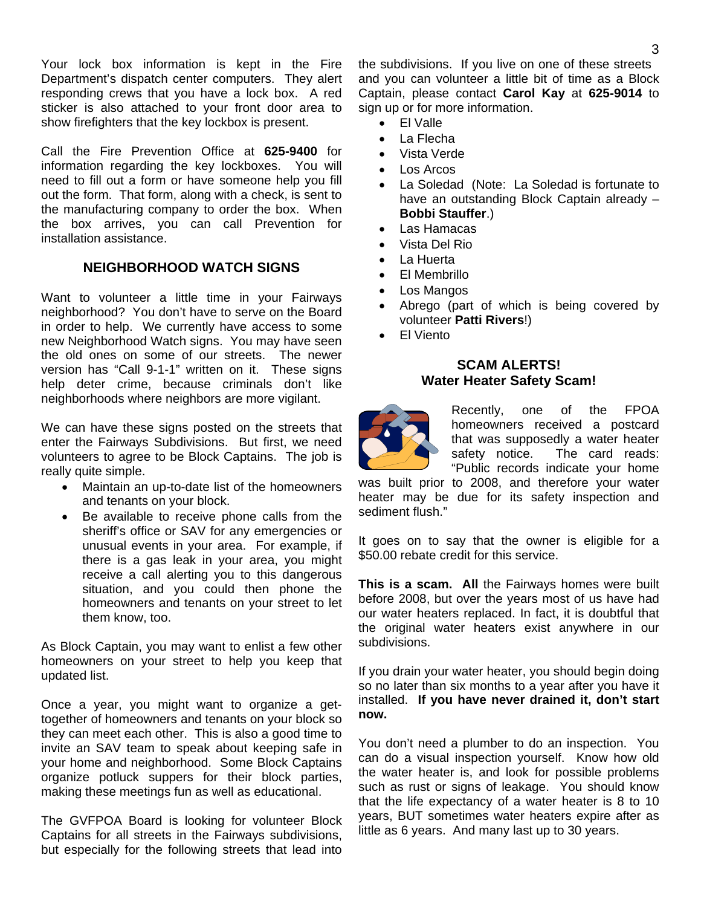Your lock box information is kept in the Fire Department's dispatch center computers. They alert responding crews that you have a lock box. A red sticker is also attached to your front door area to show firefighters that the key lockbox is present.

Call the Fire Prevention Office at **625-9400** for information regarding the key lockboxes. You will need to fill out a form or have someone help you fill out the form. That form, along with a check, is sent to the manufacturing company to order the box. When the box arrives, you can call Prevention for installation assistance.

## NEIGHBORHOOD WATCH SIGNS

Want to volunteer a little time in your Fairways neighborhood? You don't have to serve on the Board in order to help. We currently have access to some new Neighborhood Watch signs. You may have seen the old ones on some of our streets. The newer version has "Call 9-1-1" written on it. These signs help deter crime, because criminals don't like neighborhoods where neighbors are more vigilant.

We can have these signs posted on the streets that enter the Fairways Subdivisions. But first, we need volunteers to agree to be Block Captains. The job is really quite simple.

- Maintain an up-to-date list of the homeowners and tenants on your block.
- Be available to receive phone calls from the sheriff's office or SAV for any emergencies or unusual events in your area. For example, if there is a gas leak in your area, you might receive a call alerting you to this dangerous situation, and you could then phone the homeowners and tenants on your street to let them know, too.

As Block Captain, you may want to enlist a few other homeowners on your street to help you keep that updated list.

Once a year, you might want to organize a get-together of homeowners and tenants on your block so they can meet each other. This is also a good time to invite an SAV team to speak about keeping safe in your home and neighborhood. Some Block Captains organize potluck suppers for their block parties, making these meetings fun as well as educational.

The GVFPOA Board is looking for volunteer Block Captains for all streets in the Fairways subdivisions, but especially for the following streets that lead into the subdivisions. If you live on one of these streets and you can volunteer a little bit of time as a Block Captain, please contact **Carol Kay** at **625-9014** to sign up or for more information.

- El Valle
- La Flecha
- Vista Verde
- Los Arcos
- La Soledad (Note: La Soledad is fortunate to have an outstanding Block Captain already – **Bobbi Stauffer**.)
- Las Hamacas
- Vista Del Rio
- La Huerta
- El Membrillo
- Los Mangos
- Abrego (part of which is being covered by volunteer **Patti Rivers**!)
- El Viento

## SCAM ALERTS!
### Water Heater Safety Scam!

Recently, one of the FPOA homeowners received a postcard that was supposedly a water heater safety notice. The card reads: "Public records indicate your home was built prior to 2008, and therefore your water heater may be due for its safety inspection and sediment flush."

It goes on to say that the owner is eligible for a $50.00 rebate credit for this service.

**This is a scam. All** the Fairways homes were built before 2008, but over the years most of us have had our water heaters replaced. In fact, it is doubtful that the original water heaters exist anywhere in our subdivisions.

If you drain your water heater, you should begin doing so no later than six months to a year after you have it installed. **If you have never drained it, don't start now.**

You don't need a plumber to do an inspection. You can do a visual inspection yourself. Know how old the water heater is, and look for possible problems such as rust or signs of leakage. You should know that the life expectancy of a water heater is 8 to 10 years, BUT sometimes water heaters expire after as little as 6 years. And many last up to 30 years.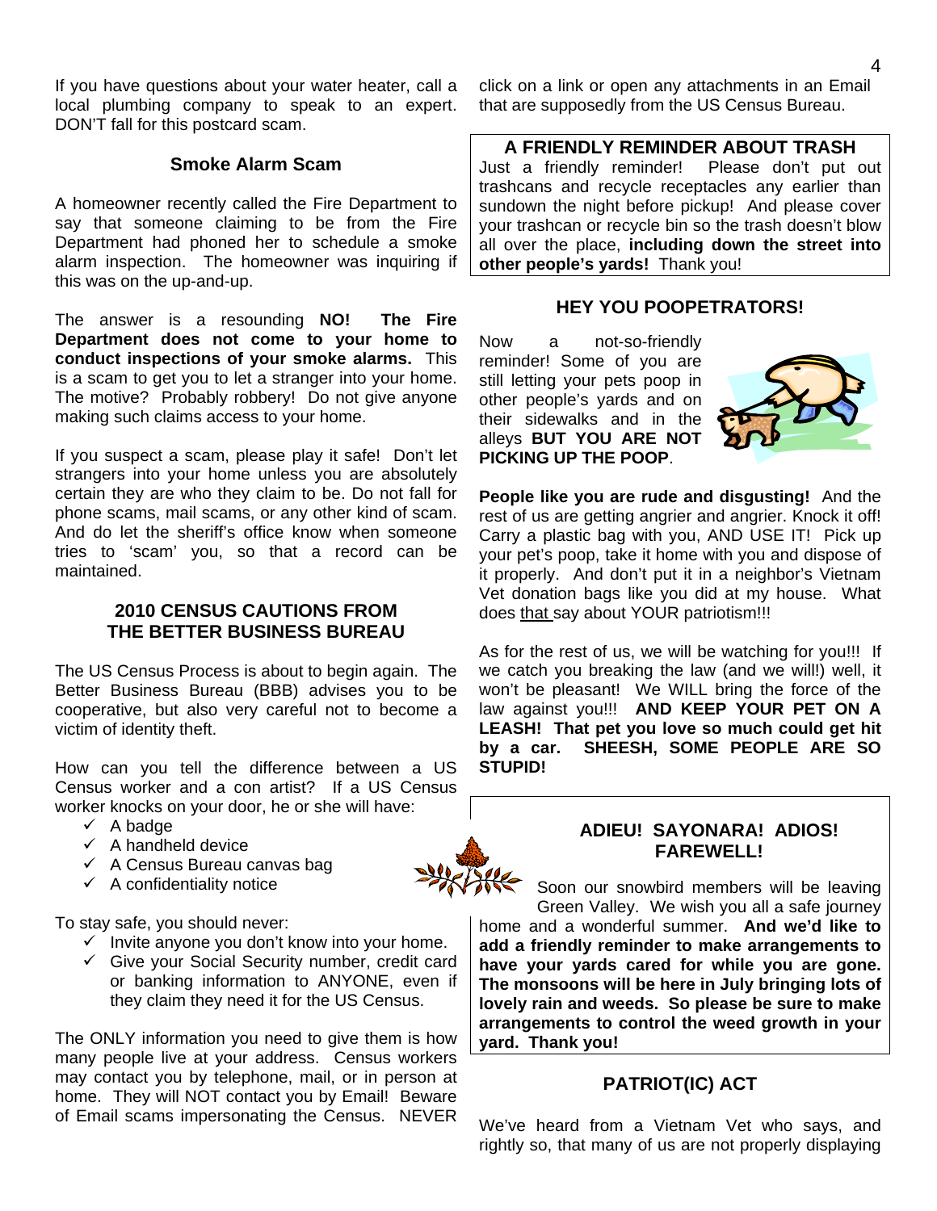If you have questions about your water heater, call a local plumbing company to speak to an expert. DON'T fall for this postcard scam.

### Smoke Alarm Scam

A homeowner recently called the Fire Department to say that someone claiming to be from the Fire Department had phoned her to schedule a smoke alarm inspection. The homeowner was inquiring if this was on the up-and-up.

The answer is a resounding **NO! The Fire Department does not come to your home to conduct inspections of your smoke alarms.** This is a scam to get you to let a stranger into your home. The motive? Probably robbery! Do not give anyone making such claims access to your home.

If you suspect a scam, please play it safe! Don't let strangers into your home unless you are absolutely certain they are who they claim to be. Do not fall for phone scams, mail scams, or any other kind of scam. And do let the sheriff's office know when someone tries to 'scam' you, so that a record can be maintained.

### 2010 CENSUS CAUTIONS FROM THE BETTER BUSINESS BUREAU

The US Census Process is about to begin again. The Better Business Bureau (BBB) advises you to be cooperative, but also very careful not to become a victim of identity theft.

How can you tell the difference between a US Census worker and a con artist? If a US Census worker knocks on your door, he or she will have:

- ✓ A badge
- ✓ A handheld device
- ✓ A Census Bureau canvas bag
- ✓ A confidentiality notice

To stay safe, you should never:

- ✓ Invite anyone you don't know into your home.
- ✓ Give your Social Security number, credit card or banking information to ANYONE, even if they claim they need it for the US Census.

The ONLY information you need to give them is how many people live at your address. Census workers may contact you by telephone, mail, or in person at home. They will NOT contact you by Email! Beware of Email scams impersonating the Census. NEVER click on a link or open any attachments in an Email that are supposedly from the US Census Bureau.

### A FRIENDLY REMINDER ABOUT TRASH

Just a friendly reminder! Please don't put out trashcans and recycle receptacles any earlier than sundown the night before pickup! And please cover your trashcan or recycle bin so the trash doesn't blow all over the place, **including down the street into other people's yards!** Thank you!

### HEY YOU POOPETRATORS!

Now a not-so-friendly reminder! Some of you are still letting your pets poop in other people's yards and on their sidewalks and in the alleys **BUT YOU ARE NOT PICKING UP THE POOP**.

**People like you are rude and disgusting!** And the rest of us are getting angrier and angrier. Knock it off! Carry a plastic bag with you, AND USE IT! Pick up your pet's poop, take it home with you and dispose of it properly. And don't put it in a neighbor's Vietnam Vet donation bags like you did at my house. What does that say about YOUR patriotism!!!

As for the rest of us, we will be watching for you!!! If we catch you breaking the law (and we will!) well, it won't be pleasant! We WILL bring the force of the law against you!!! **AND KEEP YOUR PET ON A LEASH! That pet you love so much could get hit by a car. SHEESH, SOME PEOPLE ARE SO STUPID!**

### ADIEU! SAYONARA! ADIOS! FAREWELL!

Soon our snowbird members will be leaving Green Valley. We wish you all a safe journey home and a wonderful summer. **And we'd like to add a friendly reminder to make arrangements to have your yards cared for while you are gone. The monsoons will be here in July bringing lots of lovely rain and weeds. So please be sure to make arrangements to control the weed growth in your yard. Thank you!**

### PATRIOT(IC) ACT

We've heard from a Vietnam Vet who says, and rightly so, that many of us are not properly displaying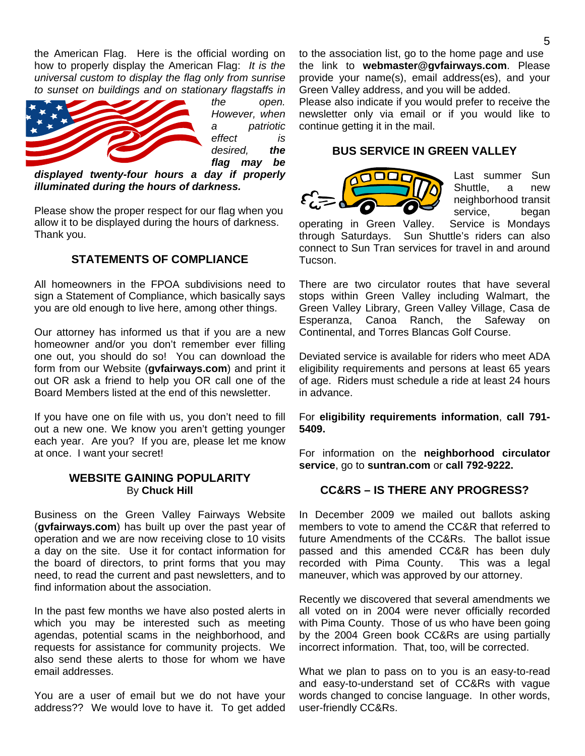the American Flag. Here is the official wording on how to properly display the American Flag: *It is the universal custom to display the flag only from sunrise to sunset on buildings and on stationary flagstaffs in the open. However, when a patriotic effect is desired,* ***the flag may be displayed twenty-four hours a day if properly illuminated during the hours of darkness.***

Please show the proper respect for our flag when you allow it to be displayed during the hours of darkness. Thank you.

### STATEMENTS OF COMPLIANCE

All homeowners in the FPOA subdivisions need to sign a Statement of Compliance, which basically says you are old enough to live here, among other things.

Our attorney has informed us that if you are a new homeowner and/or you don't remember ever filling one out, you should do so! You can download the form from our Website (**gvfairways.com**) and print it out OR ask a friend to help you OR call one of the Board Members listed at the end of this newsletter.

If you have one on file with us, you don't need to fill out a new one. We know you aren't getting younger each year. Are you? If you are, please let me know at once. I want your secret!

### WEBSITE GAINING POPULARITY
By **Chuck Hill**

Business on the Green Valley Fairways Website (**gvfairways.com**) has built up over the past year of operation and we are now receiving close to 10 visits a day on the site. Use it for contact information for the board of directors, to print forms that you may need, to read the current and past newsletters, and to find information about the association.

In the past few months we have also posted alerts in which you may be interested such as meeting agendas, potential scams in the neighborhood, and requests for assistance for community projects. We also send these alerts to those for whom we have email addresses.

You are a user of email but we do not have your address?? We would love to have it. To get added to the association list, go to the home page and use the link to **webmaster@gvfairways.com**. Please provide your name(s), email address(es), and your Green Valley address, and you will be added.
Please also indicate if you would prefer to receive the newsletter only via email or if you would like to continue getting it in the mail.

### BUS SERVICE IN GREEN VALLEY

Last summer Sun Shuttle, a new neighborhood transit service, began operating in Green Valley. Service is Mondays through Saturdays. Sun Shuttle's riders can also connect to Sun Tran services for travel in and around Tucson.

There are two circulator routes that have several stops within Green Valley including Walmart, the Green Valley Library, Green Valley Village, Casa de Esperanza, Canoa Ranch, the Safeway on Continental, and Torres Blancas Golf Course.

Deviated service is available for riders who meet ADA eligibility requirements and persons at least 65 years of age. Riders must schedule a ride at least 24 hours in advance.

For **eligibility requirements information**, **call 791-5409.**

For information on the **neighborhood circulator service**, go to **suntran.com** or **call 792-9222.**

### CC&RS – IS THERE ANY PROGRESS?

In December 2009 we mailed out ballots asking members to vote to amend the CC&R that referred to future Amendments of the CC&Rs. The ballot issue passed and this amended CC&R has been duly recorded with Pima County. This was a legal maneuver, which was approved by our attorney.

Recently we discovered that several amendments we all voted on in 2004 were never officially recorded with Pima County. Those of us who have been going by the 2004 Green book CC&Rs are using partially incorrect information. That, too, will be corrected.

What we plan to pass on to you is an easy-to-read and easy-to-understand set of CC&Rs with vague words changed to concise language. In other words, user-friendly CC&Rs.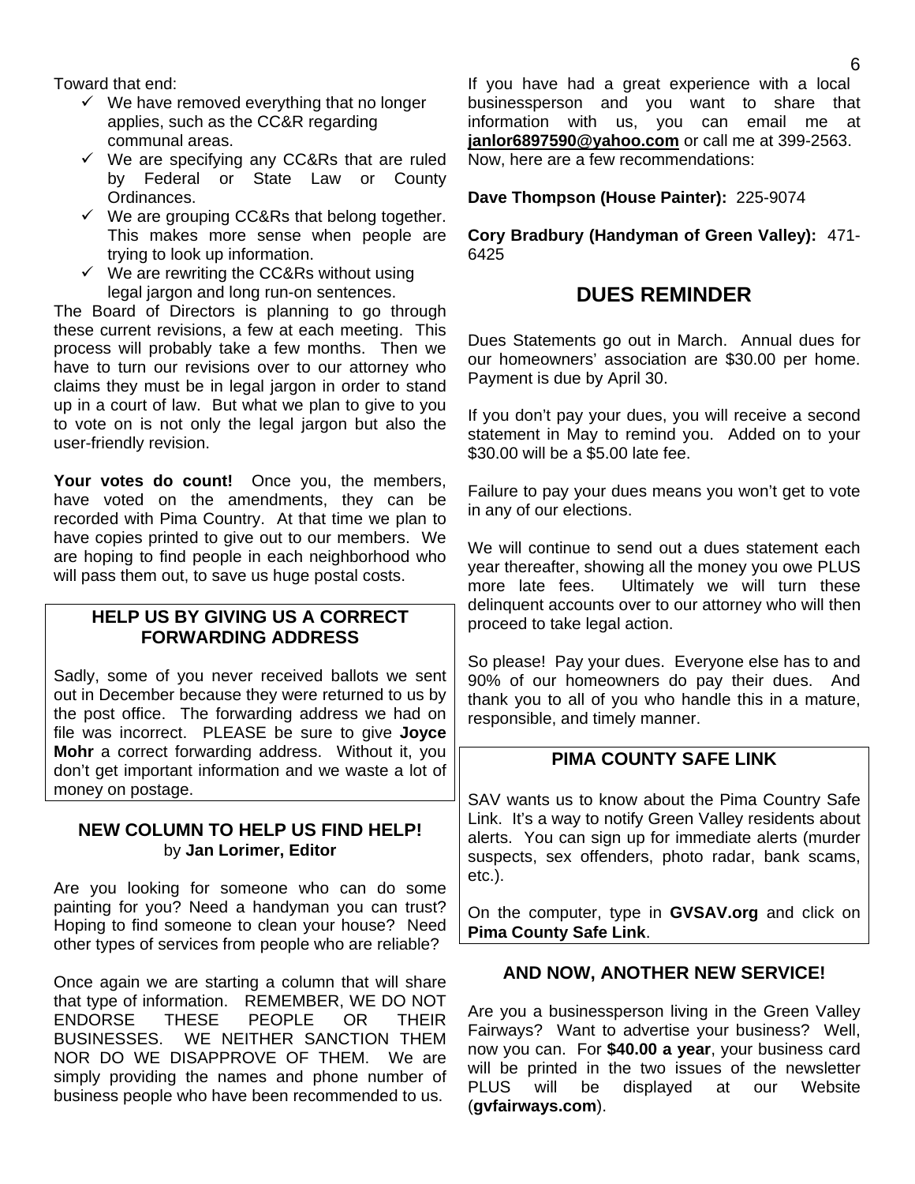Toward that end:

- ✓ We have removed everything that no longer applies, such as the CC&R regarding communal areas.
- ✓ We are specifying any CC&Rs that are ruled by Federal or State Law or County Ordinances.
- ✓ We are grouping CC&Rs that belong together. This makes more sense when people are trying to look up information.
- ✓ We are rewriting the CC&Rs without using legal jargon and long run-on sentences.

The Board of Directors is planning to go through these current revisions, a few at each meeting. This process will probably take a few months. Then we have to turn our revisions over to our attorney who claims they must be in legal jargon in order to stand up in a court of law. But what we plan to give to you to vote on is not only the legal jargon but also the user-friendly revision.

**Your votes do count!** Once you, the members, have voted on the amendments, they can be recorded with Pima Country. At that time we plan to have copies printed to give out to our members. We are hoping to find people in each neighborhood who will pass them out, to save us huge postal costs.

### HELP US BY GIVING US A CORRECT FORWARDING ADDRESS

Sadly, some of you never received ballots we sent out in December because they were returned to us by the post office. The forwarding address we had on file was incorrect. PLEASE be sure to give **Joyce Mohr** a correct forwarding address. Without it, you don't get important information and we waste a lot of money on postage.

### NEW COLUMN TO HELP US FIND HELP!

by **Jan Lorimer, Editor**

Are you looking for someone who can do some painting for you? Need a handyman you can trust? Hoping to find someone to clean your house? Need other types of services from people who are reliable?

Once again we are starting a column that will share that type of information. REMEMBER, WE DO NOT ENDORSE THESE PEOPLE OR THEIR BUSINESSES. WE NEITHER SANCTION THEM NOR DO WE DISAPPROVE OF THEM. We are simply providing the names and phone number of business people who have been recommended to us.

If you have had a great experience with a local businessperson and you want to share that information with us, you can email me at **janlor6897590@yahoo.com** or call me at 399-2563. Now, here are a few recommendations:

**Dave Thompson (House Painter):** 225-9074

**Cory Bradbury (Handyman of Green Valley):** 471-6425

## DUES REMINDER

Dues Statements go out in March. Annual dues for our homeowners' association are $30.00 per home. Payment is due by April 30.

If you don't pay your dues, you will receive a second statement in May to remind you. Added on to your $30.00 will be a $5.00 late fee.

Failure to pay your dues means you won't get to vote in any of our elections.

We will continue to send out a dues statement each year thereafter, showing all the money you owe PLUS more late fees. Ultimately we will turn these delinquent accounts over to our attorney who will then proceed to take legal action.

So please! Pay your dues. Everyone else has to and 90% of our homeowners do pay their dues. And thank you to all of you who handle this in a mature, responsible, and timely manner.

### PIMA COUNTY SAFE LINK

SAV wants us to know about the Pima Country Safe Link. It's a way to notify Green Valley residents about alerts. You can sign up for immediate alerts (murder suspects, sex offenders, photo radar, bank scams, etc.).

On the computer, type in **GVSAV.org** and click on **Pima County Safe Link**.

### AND NOW, ANOTHER NEW SERVICE!

Are you a businessperson living in the Green Valley Fairways? Want to advertise your business? Well, now you can. For **$40.00 a year**, your business card will be printed in the two issues of the newsletter PLUS will be displayed at our Website (**gvfairways.com**).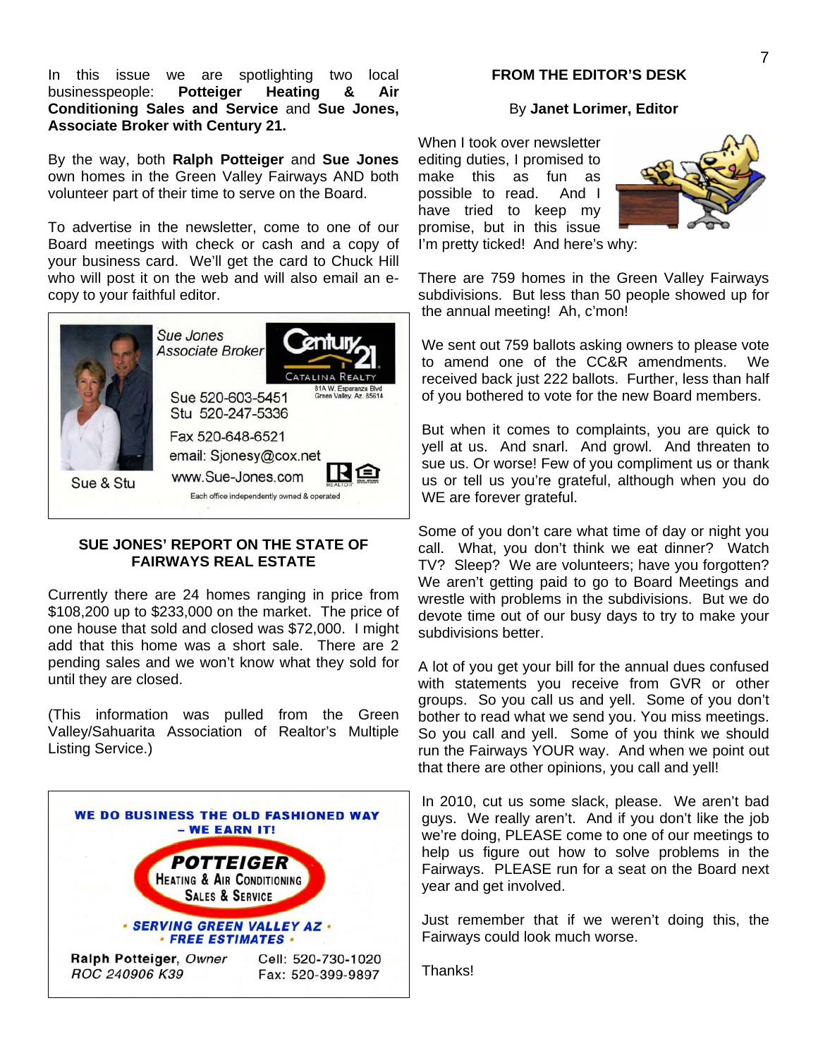In this issue we are spotlighting two local businesspeople: **Potteiger Heating & Air Conditioning Sales and Service** and **Sue Jones, Associate Broker with Century 21.**

By the way, both **Ralph Potteiger** and **Sue Jones** own homes in the Green Valley Fairways AND both volunteer part of their time to serve on the Board.

To advertise in the newsletter, come to one of our Board meetings with check or cash and a copy of your business card. We'll get the card to Chuck Hill who will post it on the web and will also email an e-copy to your faithful editor.

Sue Jones
Associate Broker

Century 21
Catalina Realty
81A W. Esperanza Blvd
Green Valley, Az. 85614

Sue 520-603-5451
Stu 520-247-5336
Fax 520-648-6521
email: Sjonesy@cox.net
www.Sue-Jones.com

Sue & Stu

Each office independently owned & operated

### SUE JONES' REPORT ON THE STATE OF FAIRWAYS REAL ESTATE

Currently there are 24 homes ranging in price from $108,200 up to $233,000 on the market. The price of one house that sold and closed was $72,000. I might add that this home was a short sale. There are 2 pending sales and we won't know what they sold for until they are closed.

(This information was pulled from the Green Valley/Sahuarita Association of Realtor's Multiple Listing Service.)

**WE DO BUSINESS THE OLD FASHIONED WAY – WE EARN IT!**

**POTTEIGER**
Heating & Air Conditioning
Sales & Service

*• SERVING GREEN VALLEY AZ •*
*• FREE ESTIMATES •*

**Ralph Potteiger**, *Owner*
*ROC 240906 K39*

Cell: 520-730-1020
Fax: 520-399-9897

### FROM THE EDITOR'S DESK

By **Janet Lorimer, Editor**

When I took over newsletter editing duties, I promised to make this as fun as possible to read. And I have tried to keep my promise, but in this issue I'm pretty ticked! And here's why:

There are 759 homes in the Green Valley Fairways subdivisions. But less than 50 people showed up for the annual meeting! Ah, c'mon!

We sent out 759 ballots asking owners to please vote to amend one of the CC&R amendments. We received back just 222 ballots. Further, less than half of you bothered to vote for the new Board members.

But when it comes to complaints, you are quick to yell at us. And snarl. And growl. And threaten to sue us. Or worse! Few of you compliment us or thank us or tell us you're grateful, although when you do WE are forever grateful.

Some of you don't care what time of day or night you call. What, you don't think we eat dinner? Watch TV? Sleep? We are volunteers; have you forgotten? We aren't getting paid to go to Board Meetings and wrestle with problems in the subdivisions. But we do devote time out of our busy days to try to make your subdivisions better.

A lot of you get your bill for the annual dues confused with statements you receive from GVR or other groups. So you call us and yell. Some of you don't bother to read what we send you. You miss meetings. So you call and yell. Some of you think we should run the Fairways YOUR way. And when we point out that there are other opinions, you call and yell!

In 2010, cut us some slack, please. We aren't bad guys. We really aren't. And if you don't like the job we're doing, PLEASE come to one of our meetings to help us figure out how to solve problems in the Fairways. PLEASE run for a seat on the Board next year and get involved.

Just remember that if we weren't doing this, the Fairways could look much worse.

Thanks!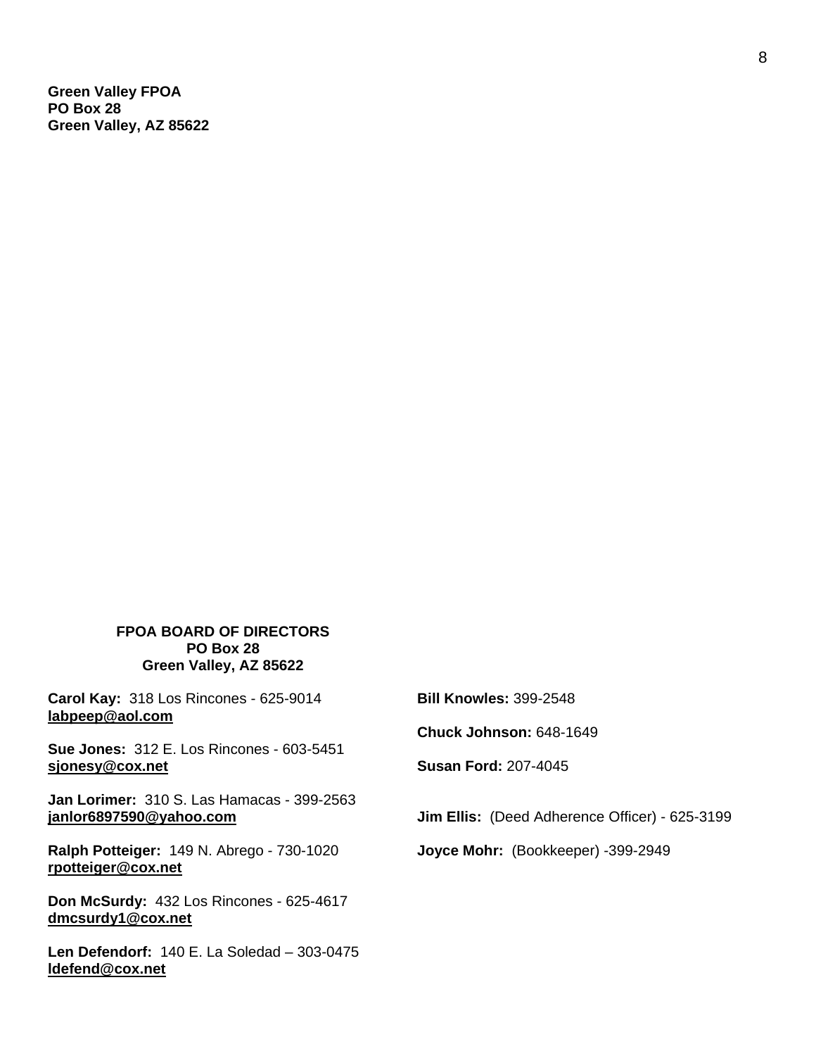**Green Valley FPOA**
**PO Box 28**
**Green Valley, AZ 85622**

**FPOA BOARD OF DIRECTORS**
**PO Box 28**
**Green Valley, AZ 85622**

**Carol Kay:** 318 Los Rincones - 625-9014
**labpeep@aol.com**

**Sue Jones:** 312 E. Los Rincones - 603-5451
**sjonesy@cox.net**

**Jan Lorimer:** 310 S. Las Hamacas - 399-2563
**janlor6897590@yahoo.com**

**Ralph Potteiger:** 149 N. Abrego - 730-1020
**rpotteiger@cox.net**

**Don McSurdy:** 432 Los Rincones - 625-4617
**dmcsurdy1@cox.net**

**Len Defendorf:** 140 E. La Soledad – 303-0475
**ldefend@cox.net**

**Bill Knowles:** 399-2548

**Chuck Johnson:** 648-1649

**Susan Ford:** 207-4045

**Jim Ellis:** (Deed Adherence Officer) - 625-3199

**Joyce Mohr:** (Bookkeeper) -399-2949